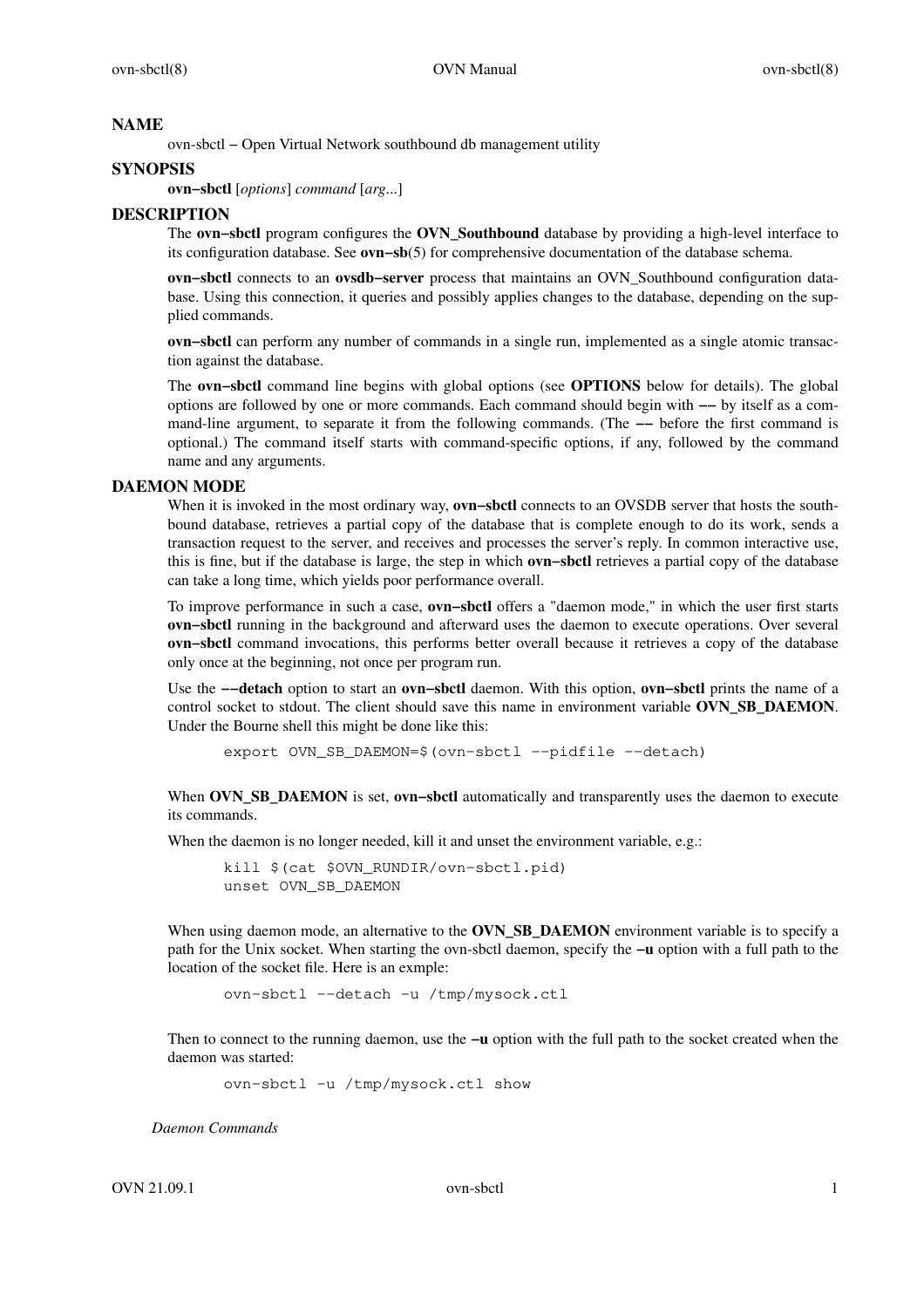## NAME

ovn-sbctl − Open Virtual Network southbound db management utility

## SYNOPSIS

**ovn−sbctl** [*options*] *command* [*arg*...]

## DESCRIPTION

The **ovn−sbctl** program configures the **OVN_Southbound** database by providing a high-level interface to its configuration database. See **ovn−sb**(5) for comprehensive documentation of the database schema.

**ovn−sbctl** connects to an **ovsdb−server** process that maintains an OVN_Southbound configuration database. Using this connection, it queries and possibly applies changes to the database, depending on the supplied commands.

**ovn−sbctl** can perform any number of commands in a single run, implemented as a single atomic transaction against the database.

The **ovn−sbctl** command line begins with global options (see **OPTIONS** below for details). The global options are followed by one or more commands. Each command should begin with **−−** by itself as a command-line argument, to separate it from the following commands. (The **−−** before the first command is optional.) The command itself starts with command-specific options, if any, followed by the command name and any arguments.

## DAEMON MODE

When it is invoked in the most ordinary way, **ovn−sbctl** connects to an OVSDB server that hosts the southbound database, retrieves a partial copy of the database that is complete enough to do its work, sends a transaction request to the server, and receives and processes the server's reply. In common interactive use, this is fine, but if the database is large, the step in which **ovn−sbctl** retrieves a partial copy of the database can take a long time, which yields poor performance overall.

To improve performance in such a case, **ovn−sbctl** offers a "daemon mode," in which the user first starts **ovn−sbctl** running in the background and afterward uses the daemon to execute operations. Over several **ovn−sbctl** command invocations, this performs better overall because it retrieves a copy of the database only once at the beginning, not once per program run.

Use the **−−detach** option to start an **ovn−sbctl** daemon. With this option, **ovn−sbctl** prints the name of a control socket to stdout. The client should save this name in environment variable **OVN_SB_DAEMON**. Under the Bourne shell this might be done like this:

```
export OVN_SB_DAEMON=$(ovn−sbctl −−pidfile −−detach)
```

When **OVN_SB_DAEMON** is set, **ovn−sbctl** automatically and transparently uses the daemon to execute its commands.

When the daemon is no longer needed, kill it and unset the environment variable, e.g.:

```
kill $(cat $OVN_RUNDIR/ovn−sbctl.pid)
unset OVN_SB_DAEMON
```

When using daemon mode, an alternative to the **OVN_SB_DAEMON** environment variable is to specify a path for the Unix socket. When starting the ovn-sbctl daemon, specify the **−u** option with a full path to the location of the socket file. Here is an exmple:

```
ovn−sbctl −−detach −u /tmp/mysock.ctl
```

Then to connect to the running daemon, use the **−u** option with the full path to the socket created when the daemon was started:

```
ovn−sbctl −u /tmp/mysock.ctl show
```

### *Daemon Commands*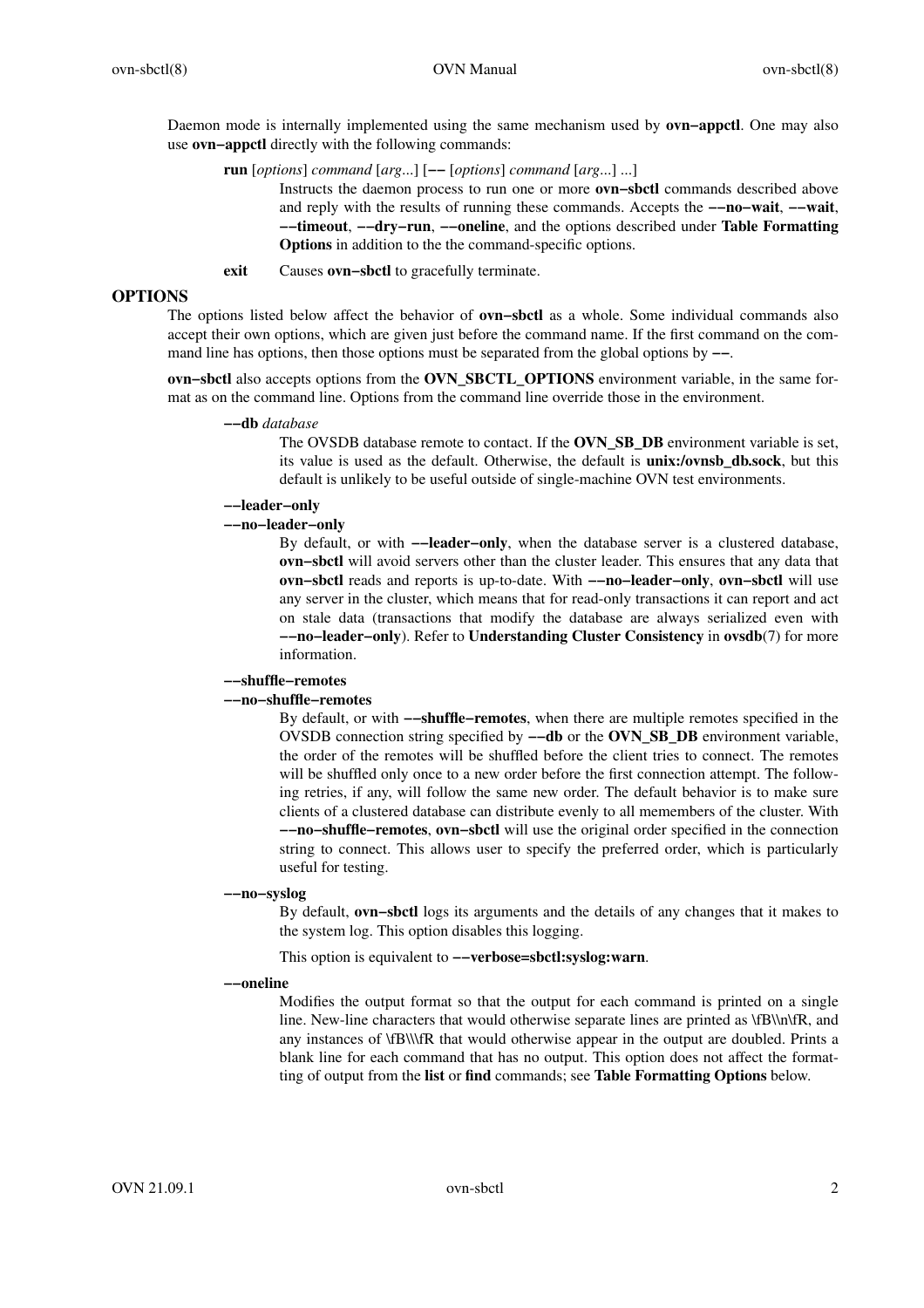Daemon mode is internally implemented using the same mechanism used by **ovn−appctl**. One may also use **ovn−appctl** directly with the following commands:

**run** [*options*] *command* [*arg*...] [**−−** [*options*] *command* [*arg*...] ...]
: Instructs the daemon process to run one or more **ovn−sbctl** commands described above and reply with the results of running these commands. Accepts the **−−no−wait**, **−−wait**, **−−timeout**, **−−dry−run**, **−−oneline**, and the options described under **Table Formatting Options** in addition to the the command-specific options.

**exit**
: Causes **ovn−sbctl** to gracefully terminate.

## OPTIONS

The options listed below affect the behavior of **ovn−sbctl** as a whole. Some individual commands also accept their own options, which are given just before the command name. If the first command on the command line has options, then those options must be separated from the global options by **−−**.

**ovn−sbctl** also accepts options from the **OVN_SBCTL_OPTIONS** environment variable, in the same format as on the command line. Options from the command line override those in the environment.

**−−db** *database*
: The OVSDB database remote to contact. If the **OVN_SB_DB** environment variable is set, its value is used as the default. Otherwise, the default is **unix:/ovnsb_db.sock**, but this default is unlikely to be useful outside of single-machine OVN test environments.

**−−leader−only**
**−−no−leader−only**
: By default, or with **−−leader−only**, when the database server is a clustered database, **ovn−sbctl** will avoid servers other than the cluster leader. This ensures that any data that **ovn−sbctl** reads and reports is up-to-date. With **−−no−leader−only**, **ovn−sbctl** will use any server in the cluster, which means that for read-only transactions it can report and act on stale data (transactions that modify the database are always serialized even with **−−no−leader−only**). Refer to **Understanding Cluster Consistency** in **ovsdb**(7) for more information.

**−−shuffle−remotes**
**−−no−shuffle−remotes**
: By default, or with **−−shuffle−remotes**, when there are multiple remotes specified in the OVSDB connection string specified by **−−db** or the **OVN_SB_DB** environment variable, the order of the remotes will be shuffled before the client tries to connect. The remotes will be shuffled only once to a new order before the first connection attempt. The following retries, if any, will follow the same new order. The default behavior is to make sure clients of a clustered database can distribute evenly to all memembers of the cluster. With **−−no−shuffle−remotes**, **ovn−sbctl** will use the original order specified in the connection string to connect. This allows user to specify the preferred order, which is particularly useful for testing.

**−−no−syslog**
: By default, **ovn−sbctl** logs its arguments and the details of any changes that it makes to the system log. This option disables this logging.

  This option is equivalent to **−−verbose=sbctl:syslog:warn**.

**−−oneline**
: Modifies the output format so that the output for each command is printed on a single line. New-line characters that would otherwise separate lines are printed as \fB\\n\fR, and any instances of \fB\\\fR that would otherwise appear in the output are doubled. Prints a blank line for each command that has no output. This option does not affect the formatting of output from the **list** or **find** commands; see **Table Formatting Options** below.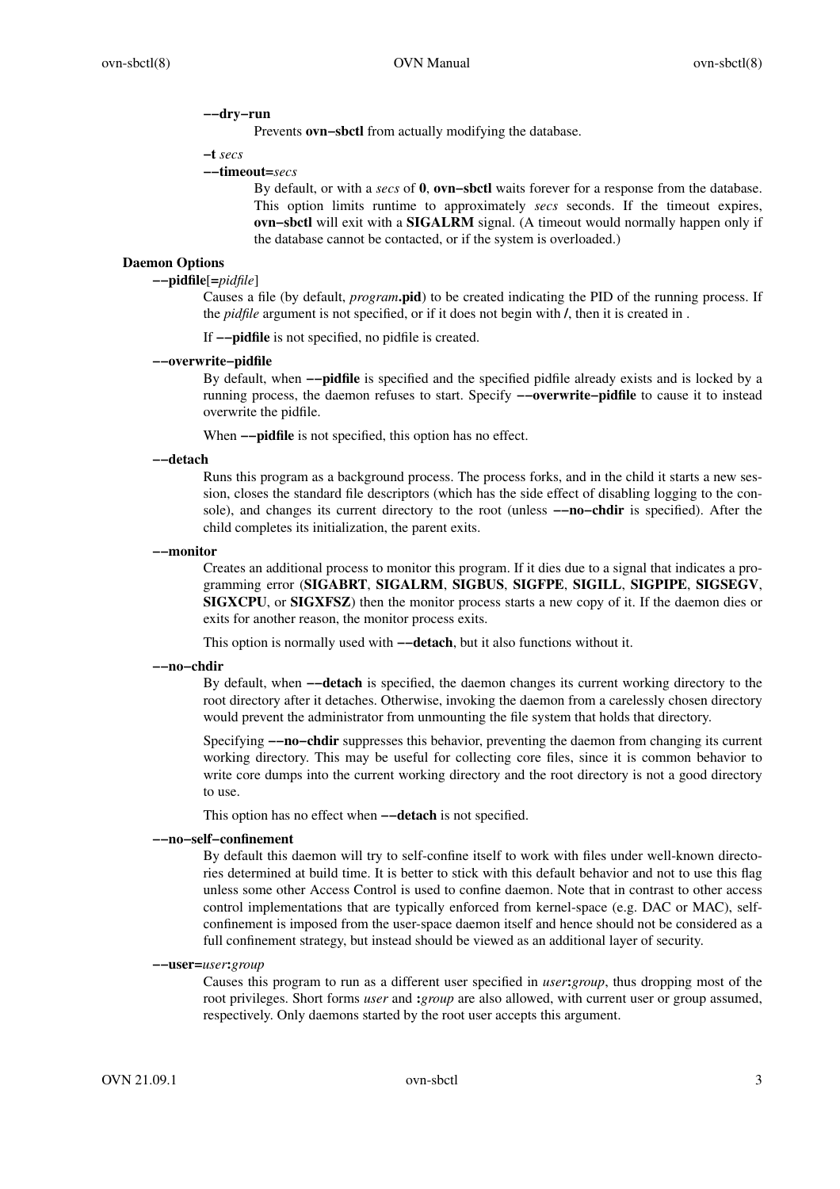**−−dry−run**

Prevents **ovn−sbctl** from actually modifying the database.

**−t** *secs*

**−−timeout=***secs*

By default, or with a *secs* of **0**, **ovn−sbctl** waits forever for a response from the database. This option limits runtime to approximately *secs* seconds. If the timeout expires, **ovn−sbctl** will exit with a **SIGALRM** signal. (A timeout would normally happen only if the database cannot be contacted, or if the system is overloaded.)

### Daemon Options

**−−pidfile**[**=***pidfile*]

Causes a file (by default, *program***.pid**) to be created indicating the PID of the running process. If the *pidfile* argument is not specified, or if it does not begin with **/**, then it is created in .

If **−−pidfile** is not specified, no pidfile is created.

**−−overwrite−pidfile**

By default, when **−−pidfile** is specified and the specified pidfile already exists and is locked by a running process, the daemon refuses to start. Specify **−−overwrite−pidfile** to cause it to instead overwrite the pidfile.

When **−−pidfile** is not specified, this option has no effect.

**−−detach**

Runs this program as a background process. The process forks, and in the child it starts a new session, closes the standard file descriptors (which has the side effect of disabling logging to the console), and changes its current directory to the root (unless **−−no−chdir** is specified). After the child completes its initialization, the parent exits.

**−−monitor**

Creates an additional process to monitor this program. If it dies due to a signal that indicates a programming error (**SIGABRT**, **SIGALRM**, **SIGBUS**, **SIGFPE**, **SIGILL**, **SIGPIPE**, **SIGSEGV**, **SIGXCPU**, or **SIGXFSZ**) then the monitor process starts a new copy of it. If the daemon dies or exits for another reason, the monitor process exits.

This option is normally used with **−−detach**, but it also functions without it.

**−−no−chdir**

By default, when **−−detach** is specified, the daemon changes its current working directory to the root directory after it detaches. Otherwise, invoking the daemon from a carelessly chosen directory would prevent the administrator from unmounting the file system that holds that directory.

Specifying **−−no−chdir** suppresses this behavior, preventing the daemon from changing its current working directory. This may be useful for collecting core files, since it is common behavior to write core dumps into the current working directory and the root directory is not a good directory to use.

This option has no effect when **−−detach** is not specified.

**−−no−self−confinement**

By default this daemon will try to self-confine itself to work with files under well-known directories determined at build time. It is better to stick with this default behavior and not to use this flag unless some other Access Control is used to confine daemon. Note that in contrast to other access control implementations that are typically enforced from kernel-space (e.g. DAC or MAC), self-confinement is imposed from the user-space daemon itself and hence should not be considered as a full confinement strategy, but instead should be viewed as an additional layer of security.

**−−user=***user***:***group*

Causes this program to run as a different user specified in *user***:***group*, thus dropping most of the root privileges. Short forms *user* and **:***group* are also allowed, with current user or group assumed, respectively. Only daemons started by the root user accepts this argument.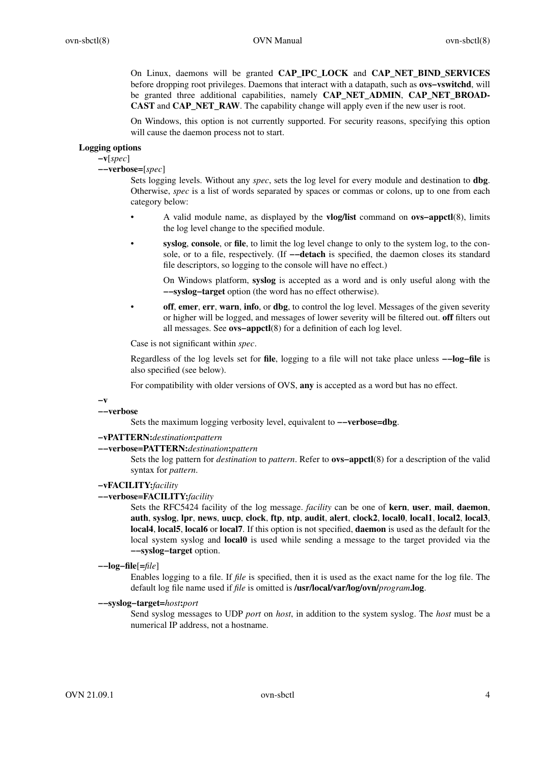On Linux, daemons will be granted **CAP_IPC_LOCK** and **CAP_NET_BIND_SERVICES** before dropping root privileges. Daemons that interact with a datapath, such as **ovs−vswitchd**, will be granted three additional capabilities, namely **CAP_NET_ADMIN**, **CAP_NET_BROADCAST** and **CAP_NET_RAW**. The capability change will apply even if the new user is root.

On Windows, this option is not currently supported. For security reasons, specifying this option will cause the daemon process not to start.

**Logging options**

**−v**[*spec*]
**−−verbose=**[*spec*]

Sets logging levels. Without any *spec*, sets the log level for every module and destination to **dbg**. Otherwise, *spec* is a list of words separated by spaces or commas or colons, up to one from each category below:

- A valid module name, as displayed by the **vlog/list** command on **ovs−appctl**(8), limits the log level change to the specified module.
- **syslog**, **console**, or **file**, to limit the log level change to only to the system log, to the console, or to a file, respectively. (If **−−detach** is specified, the daemon closes its standard file descriptors, so logging to the console will have no effect.)

  On Windows platform, **syslog** is accepted as a word and is only useful along with the **−−syslog−target** option (the word has no effect otherwise).
- **off**, **emer**, **err**, **warn**, **info**, or **dbg**, to control the log level. Messages of the given severity or higher will be logged, and messages of lower severity will be filtered out. **off** filters out all messages. See **ovs−appctl**(8) for a definition of each log level.

Case is not significant within *spec*.

Regardless of the log levels set for **file**, logging to a file will not take place unless **−−log−file** is also specified (see below).

For compatibility with older versions of OVS, **any** is accepted as a word but has no effect.

**−v**
**−−verbose**

Sets the maximum logging verbosity level, equivalent to **−−verbose=dbg**.

**−vPATTERN:***destination***:***pattern*
**−−verbose=PATTERN:***destination***:***pattern*

Sets the log pattern for *destination* to *pattern*. Refer to **ovs−appctl**(8) for a description of the valid syntax for *pattern*.

**−vFACILITY:***facility*
**−−verbose=FACILITY:***facility*

Sets the RFC5424 facility of the log message. *facility* can be one of **kern**, **user**, **mail**, **daemon**, **auth**, **syslog**, **lpr**, **news**, **uucp**, **clock**, **ftp**, **ntp**, **audit**, **alert**, **clock2**, **local0**, **local1**, **local2**, **local3**, **local4**, **local5**, **local6** or **local7**. If this option is not specified, **daemon** is used as the default for the local system syslog and **local0** is used while sending a message to the target provided via the **−−syslog−target** option.

**−−log−file**[**=***file*]

Enables logging to a file. If *file* is specified, then it is used as the exact name for the log file. The default log file name used if *file* is omitted is **/usr/local/var/log/ovn/***program***.log**.

**−−syslog−target=***host***:***port*

Send syslog messages to UDP *port* on *host*, in addition to the system syslog. The *host* must be a numerical IP address, not a hostname.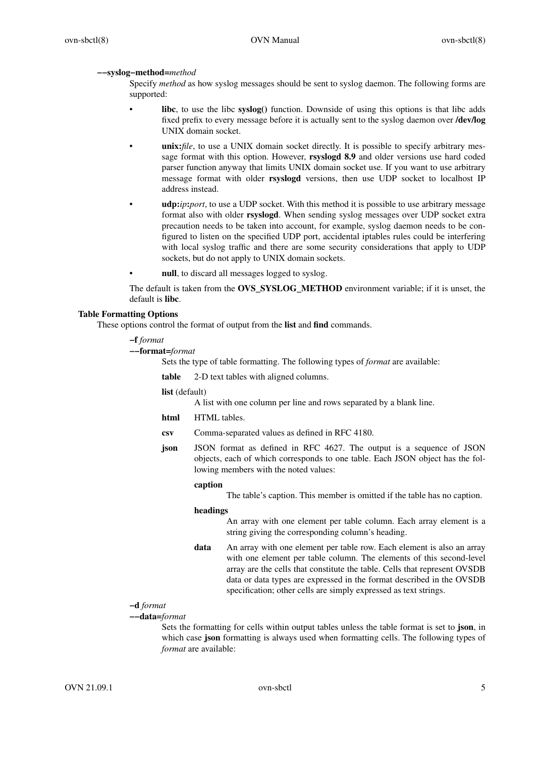**−−syslog−method=***method*

Specify *method* as how syslog messages should be sent to syslog daemon. The following forms are supported:

- **libc**, to use the libc **syslog()** function. Downside of using this options is that libc adds fixed prefix to every message before it is actually sent to the syslog daemon over **/dev/log** UNIX domain socket.
- **unix:***file*, to use a UNIX domain socket directly. It is possible to specify arbitrary message format with this option. However, **rsyslogd 8.9** and older versions use hard coded parser function anyway that limits UNIX domain socket use. If you want to use arbitrary message format with older **rsyslogd** versions, then use UDP socket to localhost IP address instead.
- **udp:***ip***:***port*, to use a UDP socket. With this method it is possible to use arbitrary message format also with older **rsyslogd**. When sending syslog messages over UDP socket extra precaution needs to be taken into account, for example, syslog daemon needs to be configured to listen on the specified UDP port, accidental iptables rules could be interfering with local syslog traffic and there are some security considerations that apply to UDP sockets, but do not apply to UNIX domain sockets.
- **null**, to discard all messages logged to syslog.

The default is taken from the **OVS_SYSLOG_METHOD** environment variable; if it is unset, the default is **libc**.

**Table Formatting Options**

These options control the format of output from the **list** and **find** commands.

**−f** *format*
**−−format=***format*

Sets the type of table formatting. The following types of *format* are available:

**table** 2-D text tables with aligned columns.

**list** (default)
A list with one column per line and rows separated by a blank line.

**html** HTML tables.

**csv** Comma-separated values as defined in RFC 4180.

**json** JSON format as defined in RFC 4627. The output is a sequence of JSON objects, each of which corresponds to one table. Each JSON object has the following members with the noted values:

**caption**
The table's caption. This member is omitted if the table has no caption.

**headings**
An array with one element per table column. Each array element is a string giving the corresponding column's heading.

**data** An array with one element per table row. Each element is also an array with one element per table column. The elements of this second-level array are the cells that constitute the table. Cells that represent OVSDB data or data types are expressed in the format described in the OVSDB specification; other cells are simply expressed as text strings.

**−d** *format*
**−−data=***format*

Sets the formatting for cells within output tables unless the table format is set to **json**, in which case **json** formatting is always used when formatting cells. The following types of *format* are available: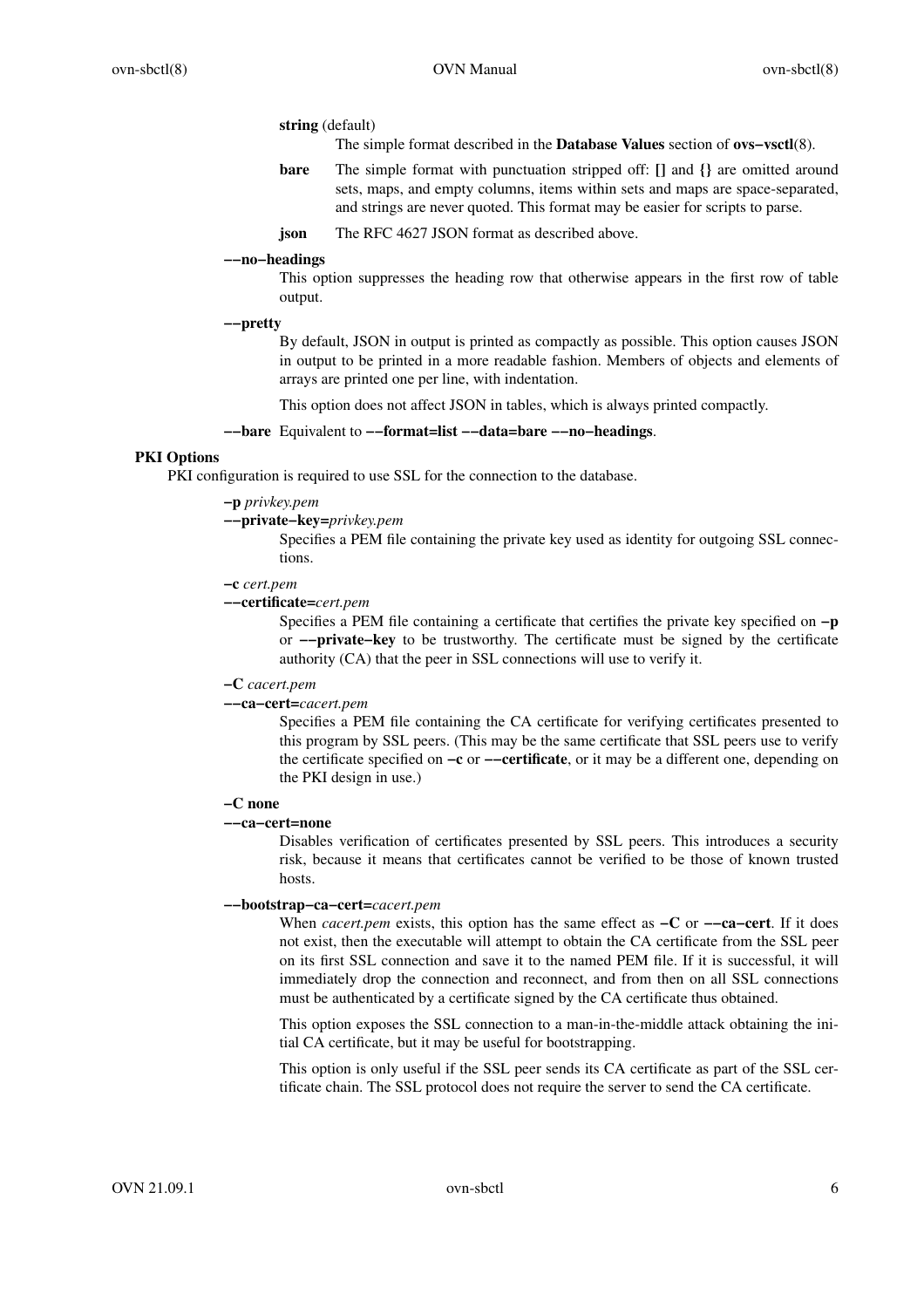**string** (default)
The simple format described in the **Database Values** section of **ovs−vsctl**(8).

**bare** The simple format with punctuation stripped off: **[]** and **{}** are omitted around sets, maps, and empty columns, items within sets and maps are space-separated, and strings are never quoted. This format may be easier for scripts to parse.

**json** The RFC 4627 JSON format as described above.

**−−no−headings**
This option suppresses the heading row that otherwise appears in the first row of table output.

**−−pretty**
By default, JSON in output is printed as compactly as possible. This option causes JSON in output to be printed in a more readable fashion. Members of objects and elements of arrays are printed one per line, with indentation.

This option does not affect JSON in tables, which is always printed compactly.

**−−bare** Equivalent to **−−format=list −−data=bare −−no−headings**.

### PKI Options

PKI configuration is required to use SSL for the connection to the database.

**−p** *privkey.pem*
**−−private−key=***privkey.pem*
Specifies a PEM file containing the private key used as identity for outgoing SSL connections.

**−c** *cert.pem*
**−−certificate=***cert.pem*
Specifies a PEM file containing a certificate that certifies the private key specified on **−p** or **−−private−key** to be trustworthy. The certificate must be signed by the certificate authority (CA) that the peer in SSL connections will use to verify it.

**−C** *cacert.pem*
**−−ca−cert=***cacert.pem*
Specifies a PEM file containing the CA certificate for verifying certificates presented to this program by SSL peers. (This may be the same certificate that SSL peers use to verify the certificate specified on **−c** or **−−certificate**, or it may be a different one, depending on the PKI design in use.)

**−C none**
**−−ca−cert=none**
Disables verification of certificates presented by SSL peers. This introduces a security risk, because it means that certificates cannot be verified to be those of known trusted hosts.

**−−bootstrap−ca−cert=***cacert.pem*
When *cacert.pem* exists, this option has the same effect as **−C** or **−−ca−cert**. If it does not exist, then the executable will attempt to obtain the CA certificate from the SSL peer on its first SSL connection and save it to the named PEM file. If it is successful, it will immediately drop the connection and reconnect, and from then on all SSL connections must be authenticated by a certificate signed by the CA certificate thus obtained.

This option exposes the SSL connection to a man-in-the-middle attack obtaining the initial CA certificate, but it may be useful for bootstrapping.

This option is only useful if the SSL peer sends its CA certificate as part of the SSL certificate chain. The SSL protocol does not require the server to send the CA certificate.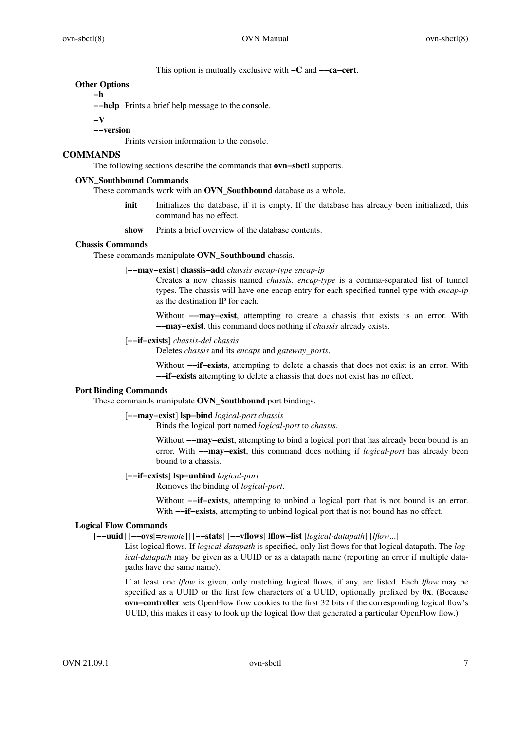This option is mutually exclusive with **−C** and **−−ca−cert**.

### Other Options

**−h**
**−−help** Prints a brief help message to the console.

**−V**
**−−version**
Prints version information to the console.

## COMMANDS

The following sections describe the commands that **ovn−sbctl** supports.

### OVN_Southbound Commands

These commands work with an **OVN_Southbound** database as a whole.

**init** Initializes the database, if it is empty. If the database has already been initialized, this command has no effect.

**show** Prints a brief overview of the database contents.

### Chassis Commands

These commands manipulate **OVN_Southbound** chassis.

[**−−may−exist**] **chassis−add** *chassis encap-type encap-ip*
Creates a new chassis named *chassis*. *encap-type* is a comma-separated list of tunnel types. The chassis will have one encap entry for each specified tunnel type with *encap-ip* as the destination IP for each.

Without **−−may−exist**, attempting to create a chassis that exists is an error. With **−−may−exist**, this command does nothing if *chassis* already exists.

[**−−if−exists**] *chassis-del chassis*
Deletes *chassis* and its *encaps* and *gateway_ports*.

Without **−−if−exists**, attempting to delete a chassis that does not exist is an error. With **−−if−exists** attempting to delete a chassis that does not exist has no effect.

### Port Binding Commands

These commands manipulate **OVN_Southbound** port bindings.

[**−−may−exist**] **lsp−bind** *logical-port chassis*
Binds the logical port named *logical-port* to *chassis*.

Without **−−may−exist**, attempting to bind a logical port that has already been bound is an error. With **−−may−exist**, this command does nothing if *logical-port* has already been bound to a chassis.

[**−−if−exists**] **lsp−unbind** *logical-port*
Removes the binding of *logical-port*.

Without **−−if−exists**, attempting to unbind a logical port that is not bound is an error. With **−−if−exists**, attempting to unbind logical port that is not bound has no effect.

### Logical Flow Commands

[**−−uuid**] [**−−ovs**[**=***remote*]] [**−−stats**] [**−−vflows**] **lflow−list** [*logical-datapath*] [*lflow*...]
List logical flows. If *logical-datapath* is specified, only list flows for that logical datapath. The *logical-datapath* may be given as a UUID or as a datapath name (reporting an error if multiple datapaths have the same name).

If at least one *lflow* is given, only matching logical flows, if any, are listed. Each *lflow* may be specified as a UUID or the first few characters of a UUID, optionally prefixed by **0x**. (Because **ovn−controller** sets OpenFlow flow cookies to the first 32 bits of the corresponding logical flow's UUID, this makes it easy to look up the logical flow that generated a particular OpenFlow flow.)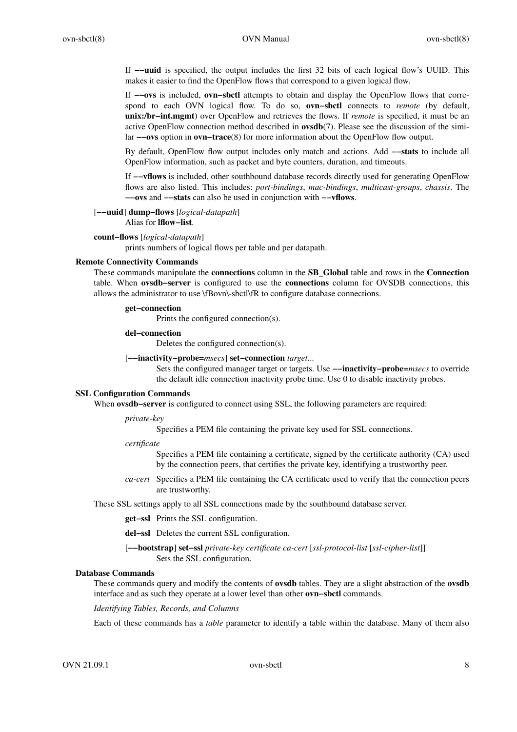If **−−uuid** is specified, the output includes the first 32 bits of each logical flow's UUID. This makes it easier to find the OpenFlow flows that correspond to a given logical flow.

If **−−ovs** is included, **ovn−sbctl** attempts to obtain and display the OpenFlow flows that correspond to each OVN logical flow. To do so, **ovn−sbctl** connects to *remote* (by default, **unix:/br−int.mgmt**) over OpenFlow and retrieves the flows. If *remote* is specified, it must be an active OpenFlow connection method described in **ovsdb**(7). Please see the discussion of the similar **−−ovs** option in **ovn−trace**(8) for more information about the OpenFlow flow output.

By default, OpenFlow flow output includes only match and actions. Add **−−stats** to include all OpenFlow information, such as packet and byte counters, duration, and timeouts.

If **−−vflows** is included, other southbound database records directly used for generating OpenFlow flows are also listed. This includes: *port-bindings*, *mac-bindings*, *multicast-groups*, *chassis*. The **−−ovs** and **−−stats** can also be used in conjunction with **−−vflows**.

[**−−uuid**] **dump−flows** [*logical-datapath*]
: Alias for **lflow−list**.

**count−flows** [*logical-datapath*]
: prints numbers of logical flows per table and per datapath.

### Remote Connectivity Commands

These commands manipulate the **connections** column in the **SB_Global** table and rows in the **Connection** table. When **ovsdb−server** is configured to use the **connections** column for OVSDB connections, this allows the administrator to use \fBovn\-sbctl\fR to configure database connections.

**get−connection**
: Prints the configured connection(s).

**del−connection**
: Deletes the configured connection(s).

[**−−inactivity−probe=***msecs*] **set−connection** *target*...
: Sets the configured manager target or targets. Use **−−inactivity−probe=***msecs* to override the default idle connection inactivity probe time. Use 0 to disable inactivity probes.

### SSL Configuration Commands

When **ovsdb−server** is configured to connect using SSL, the following parameters are required:

*private-key*
: Specifies a PEM file containing the private key used for SSL connections.

*certificate*
: Specifies a PEM file containing a certificate, signed by the certificate authority (CA) used by the connection peers, that certifies the private key, identifying a trustworthy peer.

*ca-cert*
: Specifies a PEM file containing the CA certificate used to verify that the connection peers are trustworthy.

These SSL settings apply to all SSL connections made by the southbound database server.

**get−ssl**
: Prints the SSL configuration.

**del−ssl**
: Deletes the current SSL configuration.

[**−−bootstrap**] **set−ssl** *private-key certificate ca-cert* [*ssl-protocol-list* [*ssl-cipher-list*]]
: Sets the SSL configuration.

### Database Commands

These commands query and modify the contents of **ovsdb** tables. They are a slight abstraction of the **ovsdb** interface and as such they operate at a lower level than other **ovn−sbctl** commands.

*Identifying Tables, Records, and Columns*

Each of these commands has a *table* parameter to identify a table within the database. Many of them also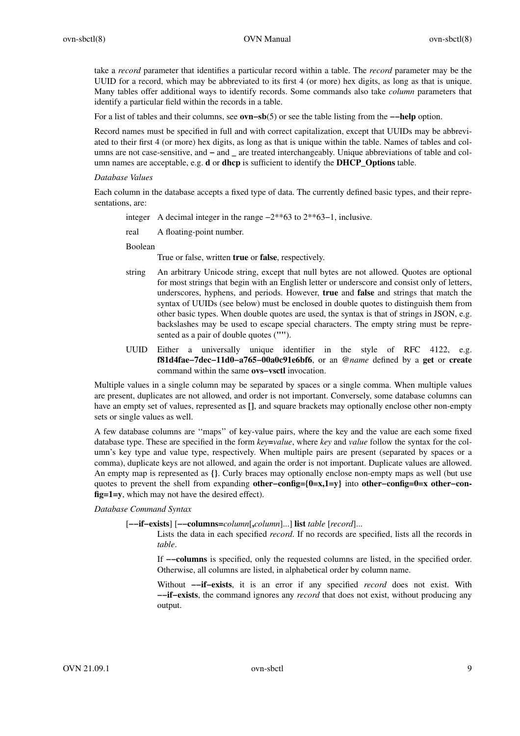take a *record* parameter that identifies a particular record within a table. The *record* parameter may be the UUID for a record, which may be abbreviated to its first 4 (or more) hex digits, as long as that is unique. Many tables offer additional ways to identify records. Some commands also take *column* parameters that identify a particular field within the records in a table.

For a list of tables and their columns, see **ovn−sb**(5) or see the table listing from the **−−help** option.

Record names must be specified in full and with correct capitalization, except that UUIDs may be abbreviated to their first 4 (or more) hex digits, as long as that is unique within the table. Names of tables and columns are not case-sensitive, and **−** and _ are treated interchangeably. Unique abbreviations of table and column names are acceptable, e.g. **d** or **dhcp** is sufficient to identify the **DHCP_Options** table.

*Database Values*

Each column in the database accepts a fixed type of data. The currently defined basic types, and their representations, are:

integer
: A decimal integer in the range −2**63 to 2**63−1, inclusive.

real
: A floating-point number.

Boolean
: True or false, written **true** or **false**, respectively.

string
: An arbitrary Unicode string, except that null bytes are not allowed. Quotes are optional for most strings that begin with an English letter or underscore and consist only of letters, underscores, hyphens, and periods. However, **true** and **false** and strings that match the syntax of UUIDs (see below) must be enclosed in double quotes to distinguish them from other basic types. When double quotes are used, the syntax is that of strings in JSON, e.g. backslashes may be used to escape special characters. The empty string must be represented as a pair of double quotes (**""**).

UUID
: Either a universally unique identifier in the style of RFC 4122, e.g. **f81d4fae−7dec−11d0−a765−00a0c91e6bf6**, or an **@***name* defined by a **get** or **create** command within the same **ovs−vsctl** invocation.

Multiple values in a single column may be separated by spaces or a single comma. When multiple values are present, duplicates are not allowed, and order is not important. Conversely, some database columns can have an empty set of values, represented as **[]**, and square brackets may optionally enclose other non-empty sets or single values as well.

A few database columns are ''maps'' of key-value pairs, where the key and the value are each some fixed database type. These are specified in the form *key***=***value*, where *key* and *value* follow the syntax for the column's key type and value type, respectively. When multiple pairs are present (separated by spaces or a comma), duplicate keys are not allowed, and again the order is not important. Duplicate values are allowed. An empty map is represented as **{}**. Curly braces may optionally enclose non-empty maps as well (but use quotes to prevent the shell from expanding **other−config={0=x,1=y}** into **other−config=0=x other−config=1=y**, which may not have the desired effect).

*Database Command Syntax*

[**−−if−exists**] [**−−columns=***column*[**,***column*]...] **list** *table* [*record*]...
: Lists the data in each specified *record*. If no records are specified, lists all the records in *table*.

  If **−−columns** is specified, only the requested columns are listed, in the specified order. Otherwise, all columns are listed, in alphabetical order by column name.

  Without **−−if−exists**, it is an error if any specified *record* does not exist. With **−−if−exists**, the command ignores any *record* that does not exist, without producing any output.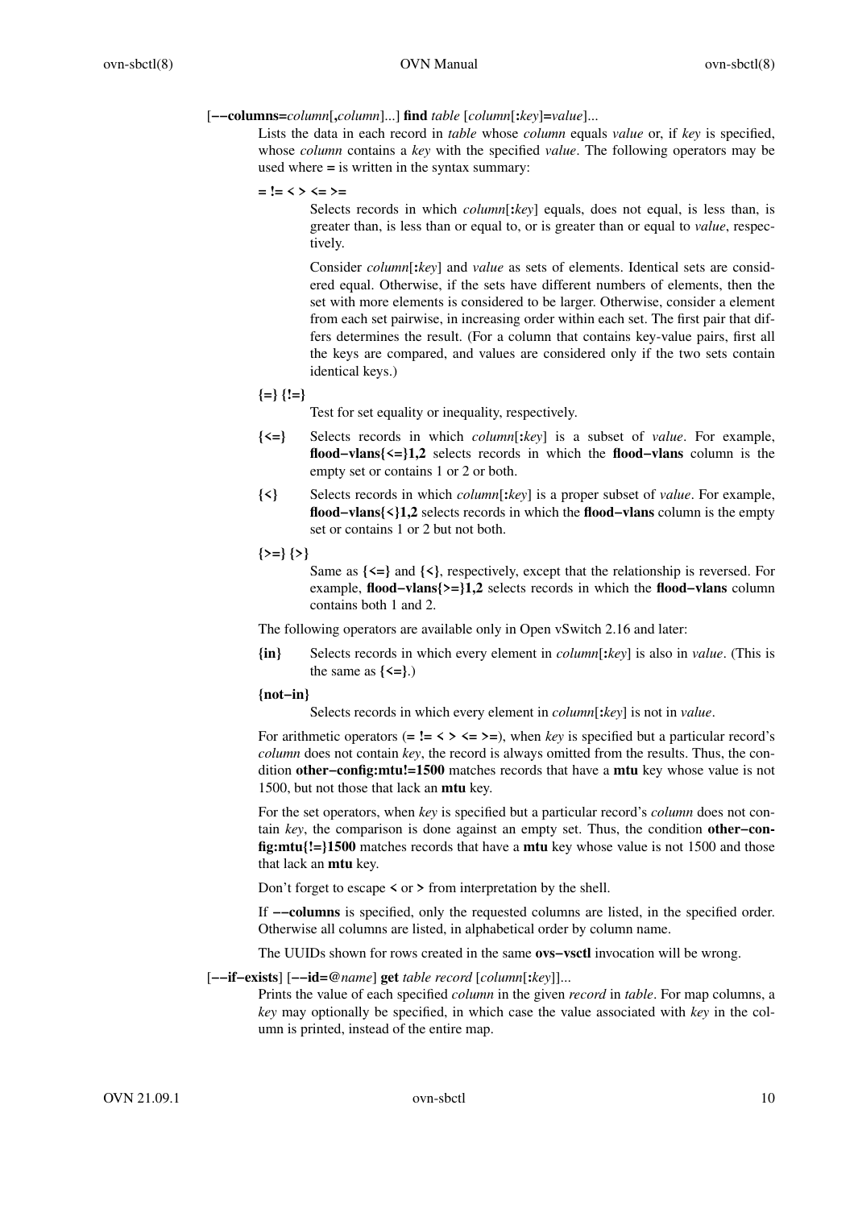[**--columns=**_column_[**,**_column_]...] **find** _table_ [_column_[**:**_key_]**=**_value_]...

Lists the data in each record in _table_ whose _column_ equals _value_ or, if _key_ is specified, whose _column_ contains a _key_ with the specified _value_. The following operators may be used where **=** is written in the syntax summary:

**= != < > <= >=**

Selects records in which _column_[**:**_key_] equals, does not equal, is less than, is greater than, is less than or equal to, or is greater than or equal to _value_, respectively.

Consider _column_[**:**_key_] and _value_ as sets of elements. Identical sets are considered equal. Otherwise, if the sets have different numbers of elements, then the set with more elements is considered to be larger. Otherwise, consider a element from each set pairwise, in increasing order within each set. The first pair that differs determines the result. (For a column that contains key-value pairs, first all the keys are compared, and values are considered only if the two sets contain identical keys.)

**{=} {!=}**

Test for set equality or inequality, respectively.

**{<=}** Selects records in which _column_[**:**_key_] is a subset of _value_. For example, **flood-vlans{<=}1,2** selects records in which the **flood-vlans** column is the empty set or contains 1 or 2 or both.

**{<}** Selects records in which _column_[**:**_key_] is a proper subset of _value_. For example, **flood-vlans{<}1,2** selects records in which the **flood-vlans** column is the empty set or contains 1 or 2 but not both.

**{>=} {>}**

Same as **{<=}** and **{<}**, respectively, except that the relationship is reversed. For example, **flood-vlans{>=}1,2** selects records in which the **flood-vlans** column contains both 1 and 2.

The following operators are available only in Open vSwitch 2.16 and later:

**{in}** Selects records in which every element in _column_[**:**_key_] is also in _value_. (This is the same as **{<=}**.)

**{not-in}**

Selects records in which every element in _column_[**:**_key_] is not in _value_.

For arithmetic operators (**= != < > <= >=**), when _key_ is specified but a particular record's _column_ does not contain _key_, the record is always omitted from the results. Thus, the condition **other-config:mtu!=1500** matches records that have a **mtu** key whose value is not 1500, but not those that lack an **mtu** key.

For the set operators, when _key_ is specified but a particular record's _column_ does not contain _key_, the comparison is done against an empty set. Thus, the condition **other-config:mtu{!=}1500** matches records that have a **mtu** key whose value is not 1500 and those that lack an **mtu** key.

Don't forget to escape **<** or **>** from interpretation by the shell.

If **--columns** is specified, only the requested columns are listed, in the specified order. Otherwise all columns are listed, in alphabetical order by column name.

The UUIDs shown for rows created in the same **ovs-vsctl** invocation will be wrong.

[**--if-exists**] [**--id=@**_name_] **get** _table record_ [_column_[**:**_key_]]...

Prints the value of each specified _column_ in the given _record_ in _table_. For map columns, a _key_ may optionally be specified, in which case the value associated with _key_ in the column is printed, instead of the entire map.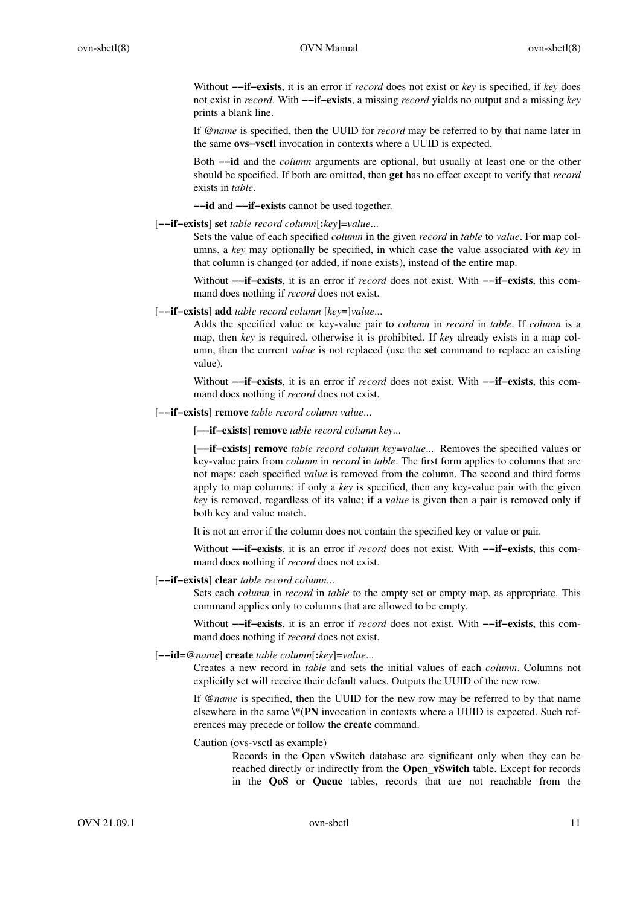Without **−−if−exists**, it is an error if *record* does not exist or *key* is specified, if *key* does not exist in *record*. With **−−if−exists**, a missing *record* yields no output and a missing *key* prints a blank line.

If **@***name* is specified, then the UUID for *record* may be referred to by that name later in the same **ovs−vsctl** invocation in contexts where a UUID is expected.

Both **−−id** and the *column* arguments are optional, but usually at least one or the other should be specified. If both are omitted, then **get** has no effect except to verify that *record* exists in *table*.

**−−id** and **−−if−exists** cannot be used together.

[**−−if−exists**] **set** *table record column*[**:***key*]**=***value*...

Sets the value of each specified *column* in the given *record* in *table* to *value*. For map columns, a *key* may optionally be specified, in which case the value associated with *key* in that column is changed (or added, if none exists), instead of the entire map.

Without **−−if−exists**, it is an error if *record* does not exist. With **−−if−exists**, this command does nothing if *record* does not exist.

[**−−if−exists**] **add** *table record column* [*key***=**]*value*...

Adds the specified value or key-value pair to *column* in *record* in *table*. If *column* is a map, then *key* is required, otherwise it is prohibited. If *key* already exists in a map column, then the current *value* is not replaced (use the **set** command to replace an existing value).

Without **−−if−exists**, it is an error if *record* does not exist. With **−−if−exists**, this command does nothing if *record* does not exist.

[**−−if−exists**] **remove** *table record column value*...

[**−−if−exists**] **remove** *table record column key*...

[**−−if−exists**] **remove** *table record column key***=***value*... Removes the specified values or key-value pairs from *column* in *record* in *table*. The first form applies to columns that are not maps: each specified *value* is removed from the column. The second and third forms apply to map columns: if only a *key* is specified, then any key-value pair with the given *key* is removed, regardless of its value; if a *value* is given then a pair is removed only if both key and value match.

It is not an error if the column does not contain the specified key or value or pair.

Without **−−if−exists**, it is an error if *record* does not exist. With **−−if−exists**, this command does nothing if *record* does not exist.

[**−−if−exists**] **clear** *table record column*...

Sets each *column* in *record* in *table* to the empty set or empty map, as appropriate. This command applies only to columns that are allowed to be empty.

Without **−−if−exists**, it is an error if *record* does not exist. With **−−if−exists**, this command does nothing if *record* does not exist.

[**−−id=@***name*] **create** *table column*[**:***key*]**=***value*...

Creates a new record in *table* and sets the initial values of each *column*. Columns not explicitly set will receive their default values. Outputs the UUID of the new row.

If **@***name* is specified, then the UUID for the new row may be referred to by that name elsewhere in the same **\*(PN** invocation in contexts where a UUID is expected. Such references may precede or follow the **create** command.

Caution (ovs-vsctl as example)

Records in the Open vSwitch database are significant only when they can be reached directly or indirectly from the **Open_vSwitch** table. Except for records in the **QoS** or **Queue** tables, records that are not reachable from the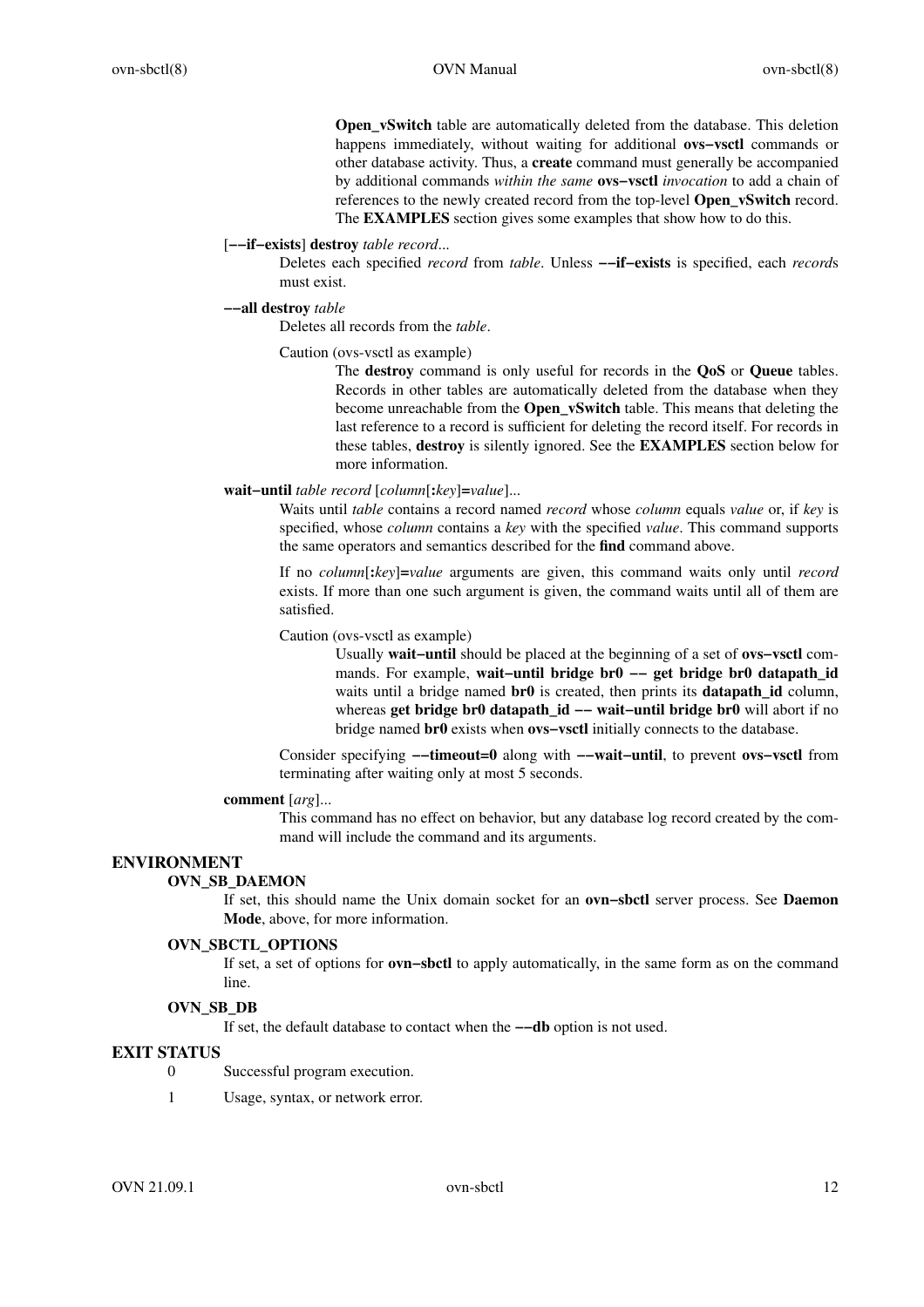**Open_vSwitch** table are automatically deleted from the database. This deletion happens immediately, without waiting for additional **ovs−vsctl** commands or other database activity. Thus, a **create** command must generally be accompanied by additional commands *within the same* **ovs−vsctl** *invocation* to add a chain of references to the newly created record from the top-level **Open_vSwitch** record. The **EXAMPLES** section gives some examples that show how to do this.

[**−−if−exists**] **destroy** *table record*...

Deletes each specified *record* from *table*. Unless **−−if−exists** is specified, each *record*s must exist.

**−−all destroy** *table*

Deletes all records from the *table*.

Caution (ovs-vsctl as example)

The **destroy** command is only useful for records in the **QoS** or **Queue** tables. Records in other tables are automatically deleted from the database when they become unreachable from the **Open_vSwitch** table. This means that deleting the last reference to a record is sufficient for deleting the record itself. For records in these tables, **destroy** is silently ignored. See the **EXAMPLES** section below for more information.

**wait−until** *table record* [*column*[**:***key*]**=***value*]...

Waits until *table* contains a record named *record* whose *column* equals *value* or, if *key* is specified, whose *column* contains a *key* with the specified *value*. This command supports the same operators and semantics described for the **find** command above.

If no *column*[**:***key*]**=***value* arguments are given, this command waits only until *record* exists. If more than one such argument is given, the command waits until all of them are satisfied.

Caution (ovs-vsctl as example)

Usually **wait−until** should be placed at the beginning of a set of **ovs−vsctl** commands. For example, **wait−until bridge br0 −− get bridge br0 datapath_id** waits until a bridge named **br0** is created, then prints its **datapath_id** column, whereas **get bridge br0 datapath_id −− wait−until bridge br0** will abort if no bridge named **br0** exists when **ovs−vsctl** initially connects to the database.

Consider specifying **−−timeout=0** along with **−−wait−until**, to prevent **ovs−vsctl** from terminating after waiting only at most 5 seconds.

**comment** [*arg*]...

This command has no effect on behavior, but any database log record created by the command will include the command and its arguments.

## ENVIRONMENT

### OVN_SB_DAEMON

If set, this should name the Unix domain socket for an **ovn−sbctl** server process. See **Daemon Mode**, above, for more information.

### OVN_SBCTL_OPTIONS

If set, a set of options for **ovn−sbctl** to apply automatically, in the same form as on the command line.

### OVN_SB_DB

If set, the default database to contact when the **−−db** option is not used.

## EXIT STATUS

0 Successful program execution.

1 Usage, syntax, or network error.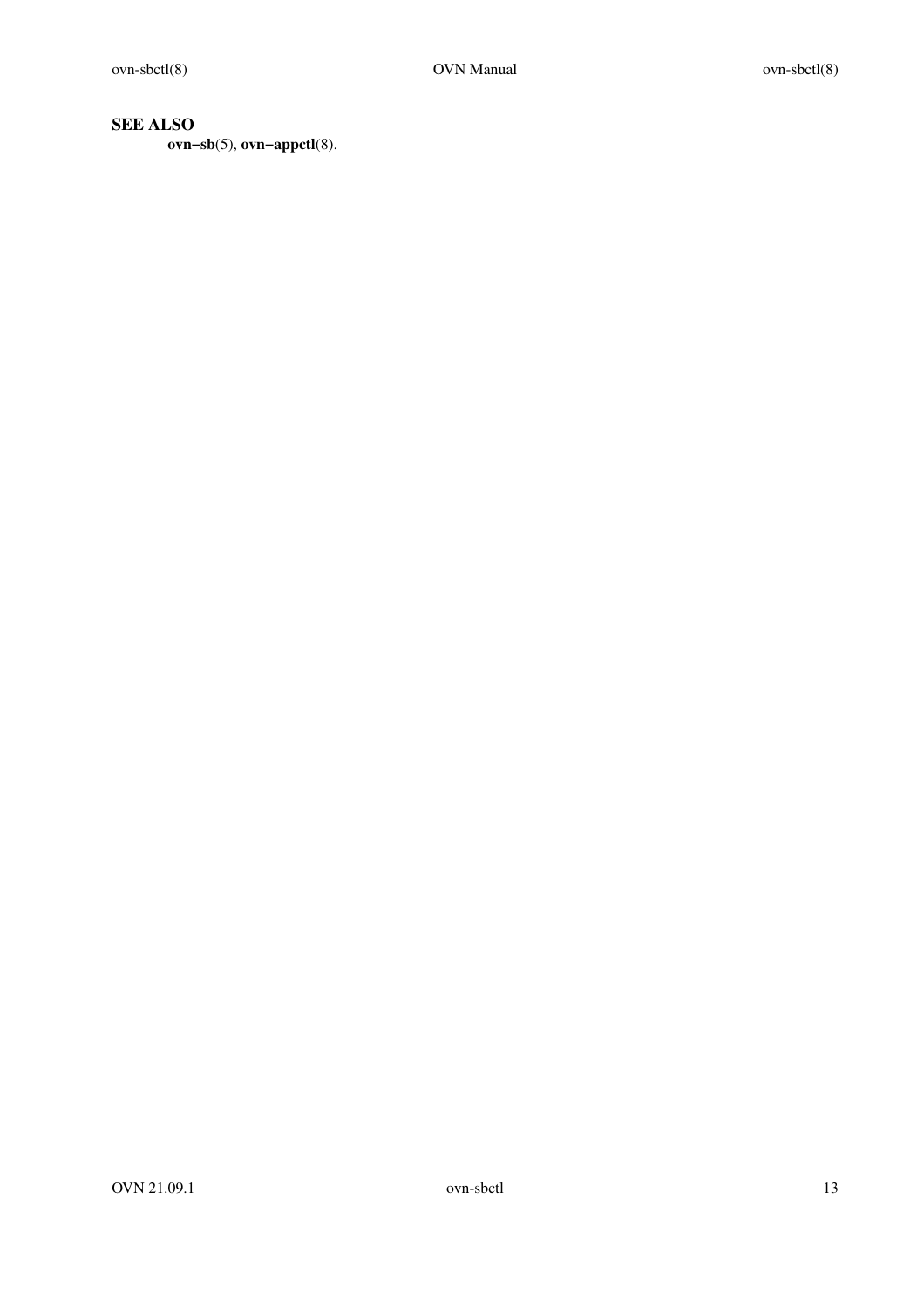## SEE ALSO

**ovn−sb**(5), **ovn−appctl**(8).